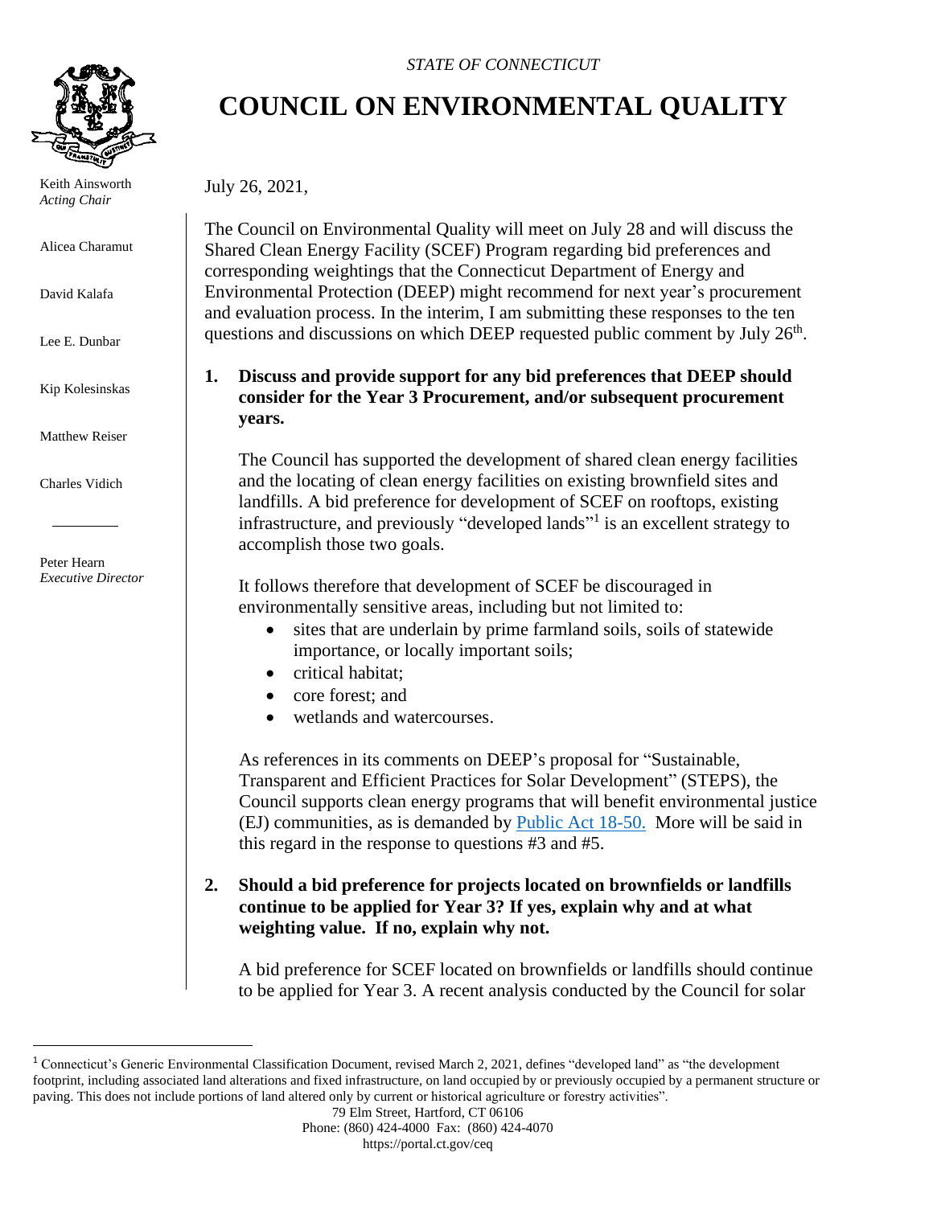*STATE OF CONNECTICUT*

# COUNCIL ON ENVIRONMENTAL QUALITY

Keith Ainsworth
*Acting Chair*

Alicea Charamut

David Kalafa

Lee E. Dunbar

Kip Kolesinskas

Matthew Reiser

Charles Vidich

Peter Hearn
*Executive Director*

July 26, 2021,

The Council on Environmental Quality will meet on July 28 and will discuss the Shared Clean Energy Facility (SCEF) Program regarding bid preferences and corresponding weightings that the Connecticut Department of Energy and Environmental Protection (DEEP) might recommend for next year's procurement and evaluation process. In the interim, I am submitting these responses to the ten questions and discussions on which DEEP requested public comment by July 26th.

**1. Discuss and provide support for any bid preferences that DEEP should consider for the Year 3 Procurement, and/or subsequent procurement years.**

The Council has supported the development of shared clean energy facilities and the locating of clean energy facilities on existing brownfield sites and landfills. A bid preference for development of SCEF on rooftops, existing infrastructure, and previously "developed lands"[1] is an excellent strategy to accomplish those two goals.

It follows therefore that development of SCEF be discouraged in environmentally sensitive areas, including but not limited to:

- sites that are underlain by prime farmland soils, soils of statewide importance, or locally important soils;
- critical habitat;
- core forest; and
- wetlands and watercourses.

As references in its comments on DEEP's proposal for "Sustainable, Transparent and Efficient Practices for Solar Development" (STEPS), the Council supports clean energy programs that will benefit environmental justice (EJ) communities, as is demanded by [Public Act 18-50.](#) More will be said in this regard in the response to questions #3 and #5.

**2. Should a bid preference for projects located on brownfields or landfills continue to be applied for Year 3? If yes, explain why and at what weighting value. If no, explain why not.**

A bid preference for SCEF located on brownfields or landfills should continue to be applied for Year 3. A recent analysis conducted by the Council for solar

[1] Connecticut's Generic Environmental Classification Document, revised March 2, 2021, defines "developed land" as "the development footprint, including associated land alterations and fixed infrastructure, on land occupied by or previously occupied by a permanent structure or paving. This does not include portions of land altered only by current or historical agriculture or forestry activities".

79 Elm Street, Hartford, CT 06106
Phone: (860) 424-4000 Fax: (860) 424-4070
https://portal.ct.gov/ceq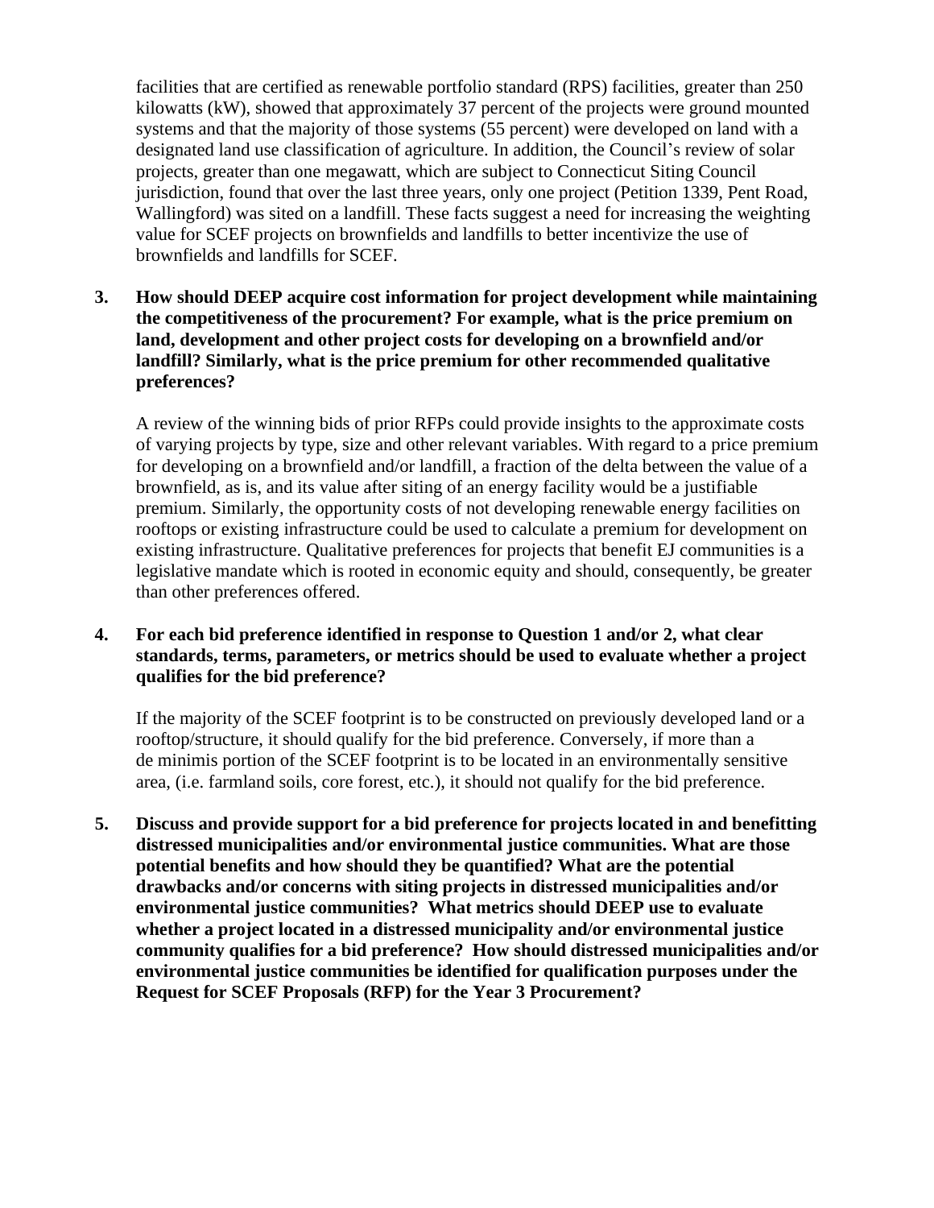facilities that are certified as renewable portfolio standard (RPS) facilities, greater than 250 kilowatts (kW), showed that approximately 37 percent of the projects were ground mounted systems and that the majority of those systems (55 percent) were developed on land with a designated land use classification of agriculture. In addition, the Council's review of solar projects, greater than one megawatt, which are subject to Connecticut Siting Council jurisdiction, found that over the last three years, only one project (Petition 1339, Pent Road, Wallingford) was sited on a landfill. These facts suggest a need for increasing the weighting value for SCEF projects on brownfields and landfills to better incentivize the use of brownfields and landfills for SCEF.

3. **How should DEEP acquire cost information for project development while maintaining the competitiveness of the procurement? For example, what is the price premium on land, development and other project costs for developing on a brownfield and/or landfill? Similarly, what is the price premium for other recommended qualitative preferences?**

   A review of the winning bids of prior RFPs could provide insights to the approximate costs of varying projects by type, size and other relevant variables. With regard to a price premium for developing on a brownfield and/or landfill, a fraction of the delta between the value of a brownfield, as is, and its value after siting of an energy facility would be a justifiable premium. Similarly, the opportunity costs of not developing renewable energy facilities on rooftops or existing infrastructure could be used to calculate a premium for development on existing infrastructure. Qualitative preferences for projects that benefit EJ communities is a legislative mandate which is rooted in economic equity and should, consequently, be greater than other preferences offered.

4. **For each bid preference identified in response to Question 1 and/or 2, what clear standards, terms, parameters, or metrics should be used to evaluate whether a project qualifies for the bid preference?**

   If the majority of the SCEF footprint is to be constructed on previously developed land or a rooftop/structure, it should qualify for the bid preference. Conversely, if more than a de minimis portion of the SCEF footprint is to be located in an environmentally sensitive area, (i.e. farmland soils, core forest, etc.), it should not qualify for the bid preference.

5. **Discuss and provide support for a bid preference for projects located in and benefitting distressed municipalities and/or environmental justice communities. What are those potential benefits and how should they be quantified? What are the potential drawbacks and/or concerns with siting projects in distressed municipalities and/or environmental justice communities? What metrics should DEEP use to evaluate whether a project located in a distressed municipality and/or environmental justice community qualifies for a bid preference? How should distressed municipalities and/or environmental justice communities be identified for qualification purposes under the Request for SCEF Proposals (RFP) for the Year 3 Procurement?**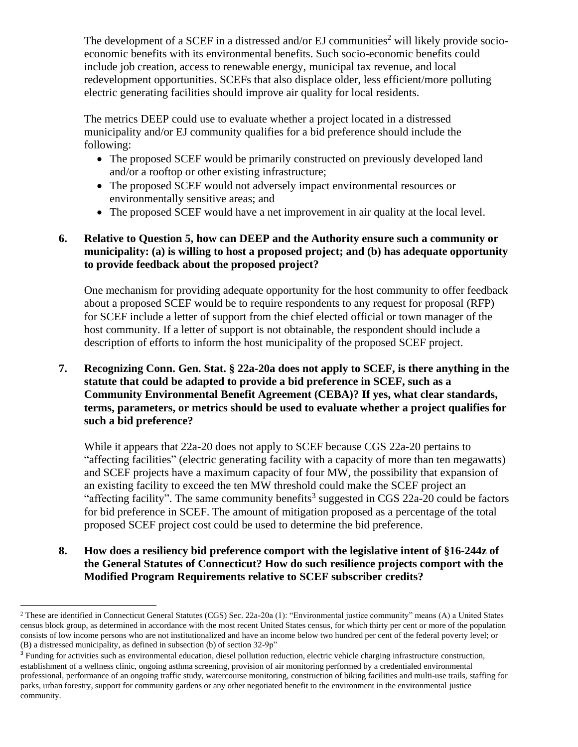The development of a SCEF in a distressed and/or EJ communities[2] will likely provide socio-economic benefits with its environmental benefits. Such socio-economic benefits could include job creation, access to renewable energy, municipal tax revenue, and local redevelopment opportunities. SCEFs that also displace older, less efficient/more polluting electric generating facilities should improve air quality for local residents.

The metrics DEEP could use to evaluate whether a project located in a distressed municipality and/or EJ community qualifies for a bid preference should include the following:

- The proposed SCEF would be primarily constructed on previously developed land and/or a rooftop or other existing infrastructure;
- The proposed SCEF would not adversely impact environmental resources or environmentally sensitive areas; and
- The proposed SCEF would have a net improvement in air quality at the local level.

**6. Relative to Question 5, how can DEEP and the Authority ensure such a community or municipality: (a) is willing to host a proposed project; and (b) has adequate opportunity to provide feedback about the proposed project?**

One mechanism for providing adequate opportunity for the host community to offer feedback about a proposed SCEF would be to require respondents to any request for proposal (RFP) for SCEF include a letter of support from the chief elected official or town manager of the host community. If a letter of support is not obtainable, the respondent should include a description of efforts to inform the host municipality of the proposed SCEF project.

**7. Recognizing Conn. Gen. Stat. § 22a-20a does not apply to SCEF, is there anything in the statute that could be adapted to provide a bid preference in SCEF, such as a Community Environmental Benefit Agreement (CEBA)? If yes, what clear standards, terms, parameters, or metrics should be used to evaluate whether a project qualifies for such a bid preference?**

While it appears that 22a-20 does not apply to SCEF because CGS 22a-20 pertains to "affecting facilities" (electric generating facility with a capacity of more than ten megawatts) and SCEF projects have a maximum capacity of four MW, the possibility that expansion of an existing facility to exceed the ten MW threshold could make the SCEF project an "affecting facility". The same community benefits[3] suggested in CGS 22a-20 could be factors for bid preference in SCEF. The amount of mitigation proposed as a percentage of the total proposed SCEF project cost could be used to determine the bid preference.

**8. How does a resiliency bid preference comport with the legislative intent of §16-244z of the General Statutes of Connecticut? How do such resilience projects comport with the Modified Program Requirements relative to SCEF subscriber credits?**

---

[2] These are identified in Connecticut General Statutes (CGS) Sec. 22a-20a (1): "Environmental justice community" means (A) a United States census block group, as determined in accordance with the most recent United States census, for which thirty per cent or more of the population consists of low income persons who are not institutionalized and have an income below two hundred per cent of the federal poverty level; or (B) a distressed municipality, as defined in subsection (b) of section 32-9p"

[3] Funding for activities such as environmental education, diesel pollution reduction, electric vehicle charging infrastructure construction, establishment of a wellness clinic, ongoing asthma screening, provision of air monitoring performed by a credentialed environmental professional, performance of an ongoing traffic study, watercourse monitoring, construction of biking facilities and multi-use trails, staffing for parks, urban forestry, support for community gardens or any other negotiated benefit to the environment in the environmental justice community.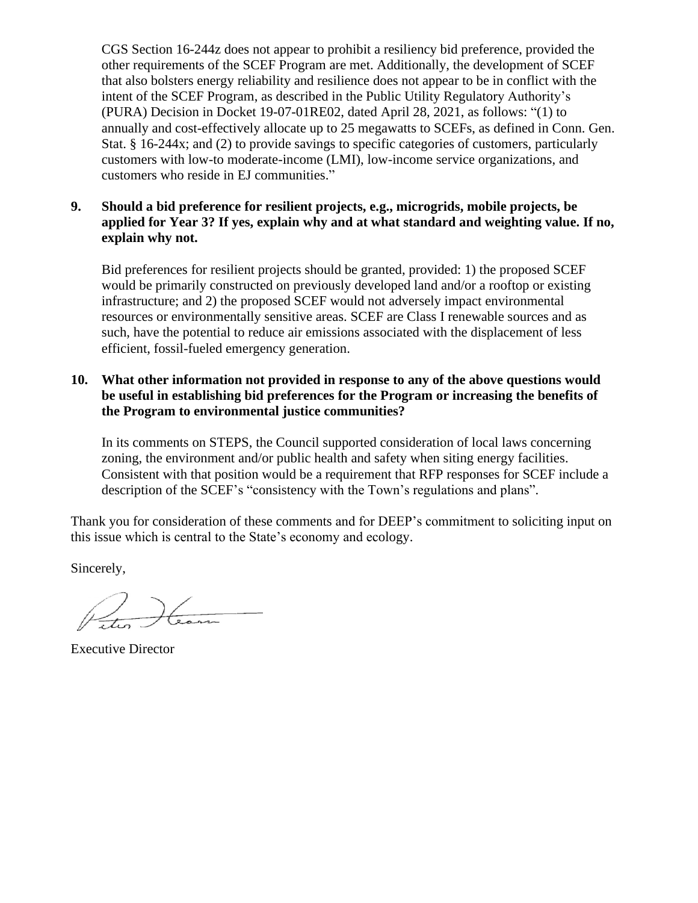CGS Section 16-244z does not appear to prohibit a resiliency bid preference, provided the other requirements of the SCEF Program are met. Additionally, the development of SCEF that also bolsters energy reliability and resilience does not appear to be in conflict with the intent of the SCEF Program, as described in the Public Utility Regulatory Authority's (PURA) Decision in Docket 19-07-01RE02, dated April 28, 2021, as follows: "(1) to annually and cost-effectively allocate up to 25 megawatts to SCEFs, as defined in Conn. Gen. Stat. § 16-244x; and (2) to provide savings to specific categories of customers, particularly customers with low-to moderate-income (LMI), low-income service organizations, and customers who reside in EJ communities."

**9. Should a bid preference for resilient projects, e.g., microgrids, mobile projects, be applied for Year 3? If yes, explain why and at what standard and weighting value. If no, explain why not.**

Bid preferences for resilient projects should be granted, provided: 1) the proposed SCEF would be primarily constructed on previously developed land and/or a rooftop or existing infrastructure; and 2) the proposed SCEF would not adversely impact environmental resources or environmentally sensitive areas. SCEF are Class I renewable sources and as such, have the potential to reduce air emissions associated with the displacement of less efficient, fossil-fueled emergency generation.

**10. What other information not provided in response to any of the above questions would be useful in establishing bid preferences for the Program or increasing the benefits of the Program to environmental justice communities?**

In its comments on STEPS, the Council supported consideration of local laws concerning zoning, the environment and/or public health and safety when siting energy facilities. Consistent with that position would be a requirement that RFP responses for SCEF include a description of the SCEF's "consistency with the Town's regulations and plans".

Thank you for consideration of these comments and for DEEP's commitment to soliciting input on this issue which is central to the State's economy and ecology.

Sincerely,

Peter Hearn

Executive Director